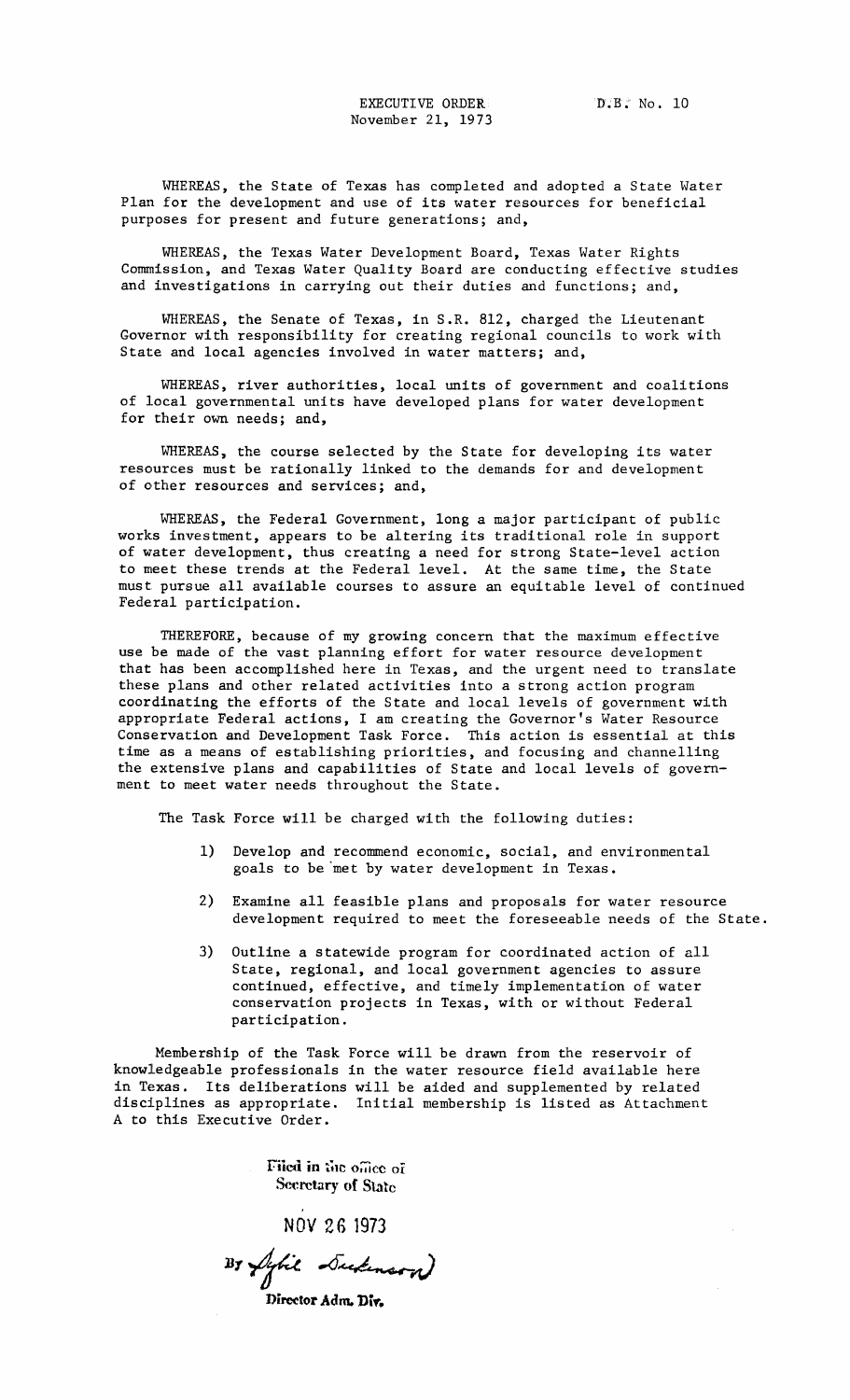EXECUTIVE ORDER
November 21, 1973

D.B. No. 10

WHEREAS, the State of Texas has completed and adopted a State Water Plan for the development and use of its water resources for beneficial purposes for present and future generations; and,

WHEREAS, the Texas Water Development Board, Texas Water Rights Commission, and Texas Water Quality Board are conducting effective studies and investigations in carrying out their duties and functions; and,

WHEREAS, the Senate of Texas, in S.R. 812, charged the Lieutenant Governor with responsibility for creating regional councils to work with State and local agencies involved in water matters; and,

WHEREAS, river authorities, local units of government and coalitions of local governmental units have developed plans for water development for their own needs; and,

WHEREAS, the course selected by the State for developing its water resources must be rationally linked to the demands for and development of other resources and services; and,

WHEREAS, the Federal Government, long a major participant of public works investment, appears to be altering its traditional role in support of water development, thus creating a need for strong State-level action to meet these trends at the Federal level. At the same time, the State must pursue all available courses to assure an equitable level of continued Federal participation.

THEREFORE, because of my growing concern that the maximum effective use be made of the vast planning effort for water resource development that has been accomplished here in Texas, and the urgent need to translate these plans and other related activities into a strong action program coordinating the efforts of the State and local levels of government with appropriate Federal actions, I am creating the Governor's Water Resource Conservation and Development Task Force. This action is essential at this time as a means of establishing priorities, and focusing and channelling the extensive plans and capabilities of State and local levels of government to meet water needs throughout the State.

The Task Force will be charged with the following duties:

1) Develop and recommend economic, social, and environmental goals to be met by water development in Texas.

2) Examine all feasible plans and proposals for water resource development required to meet the foreseeable needs of the State.

3) Outline a statewide program for coordinated action of all State, regional, and local government agencies to assure continued, effective, and timely implementation of water conservation projects in Texas, with or without Federal participation.

Membership of the Task Force will be drawn from the reservoir of knowledgeable professionals in the water resource field available here in Texas. Its deliberations will be aided and supplemented by related disciplines as appropriate. Initial membership is listed as Attachment A to this Executive Order.

Filed in the office of
Secretary of State

NOV 26 1973

By Sybil Dickinson

Director Adm. Div.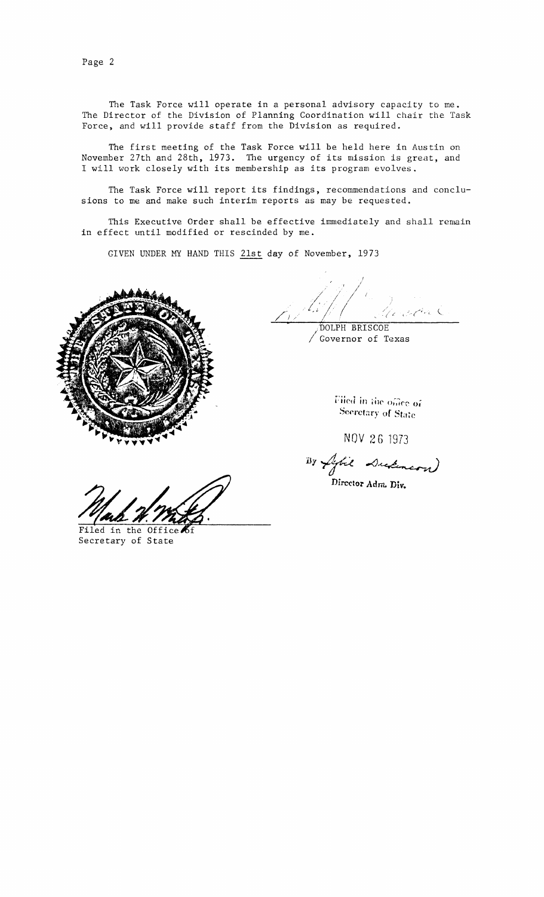The Task Force will operate in a personal advisory capacity to me. The Director of the Division of Planning Coordination will chair the Task Force, and will provide staff from the Division as required.

The first meeting of the Task Force will be held here in Austin on November 27th and 28th, 1973. The urgency of its mission is great, and I will work closely with its membership as its program evolves.

The Task Force will report its findings, recommendations and conclusions to me and make such interim reports as may be requested.

This Executive Order shall be effective immediately and shall remain in effect until modified or rescinded by me.

GIVEN UNDER MY HAND THIS 21st day of November, 1973

DOLPH BRISCOE
Governor of Texas

Filed in the office of
Secretary of State

NOV 26 1973

By
Director Adm. Div.

Filed in the Office of
Secretary of State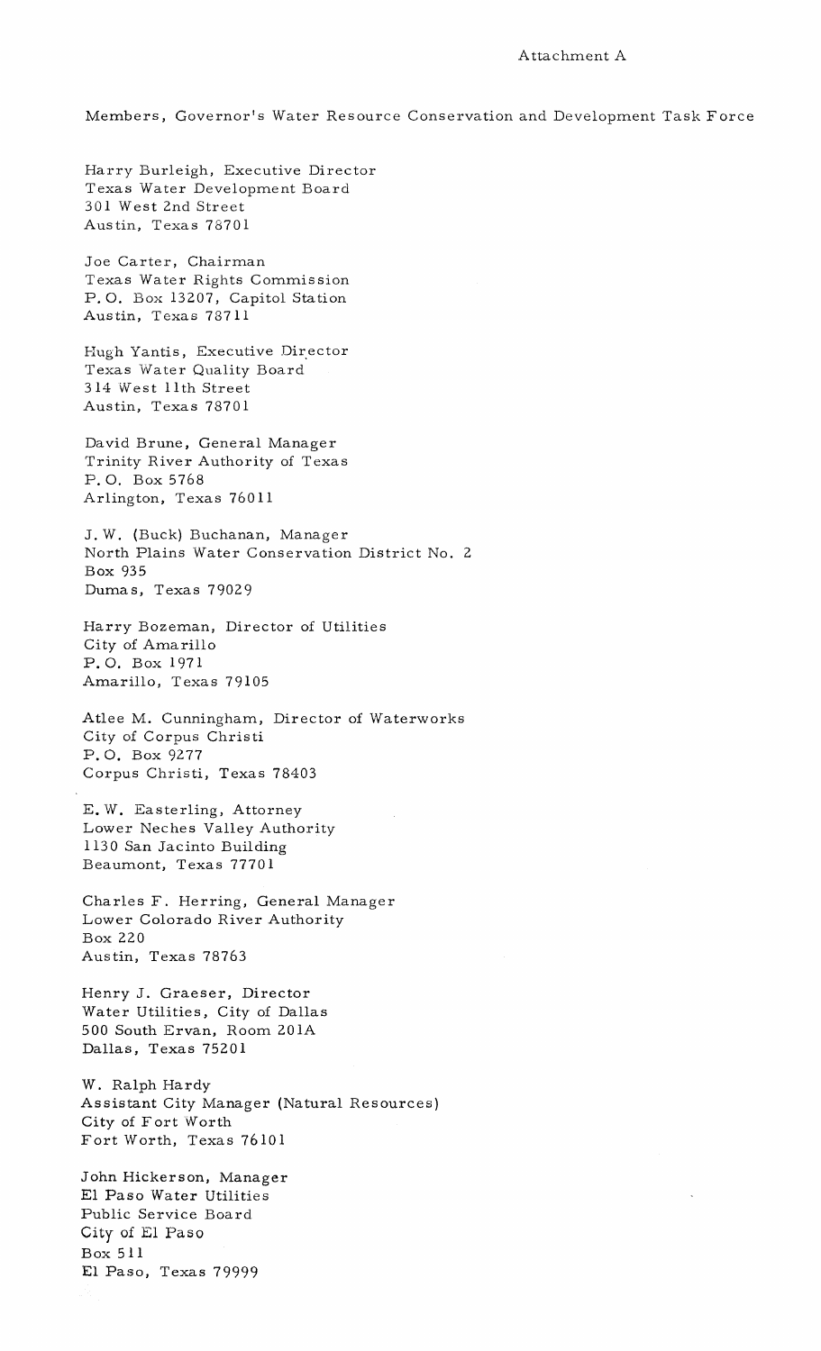Attachment A

Members, Governor's Water Resource Conservation and Development Task Force

Harry Burleigh, Executive Director
Texas Water Development Board
301 West 2nd Street
Austin, Texas 78701

Joe Carter, Chairman
Texas Water Rights Commission
P. O. Box 13207, Capitol Station
Austin, Texas 78711

Hugh Yantis, Executive Director
Texas Water Quality Board
314 West 11th Street
Austin, Texas 78701

David Brune, General Manager
Trinity River Authority of Texas
P. O. Box 5768
Arlington, Texas 76011

J. W. (Buck) Buchanan, Manager
North Plains Water Conservation District No. 2
Box 935
Dumas, Texas 79029

Harry Bozeman, Director of Utilities
City of Amarillo
P. O. Box 1971
Amarillo, Texas 79105

Atlee M. Cunningham, Director of Waterworks
City of Corpus Christi
P. O. Box 9277
Corpus Christi, Texas 78403

E. W. Easterling, Attorney
Lower Neches Valley Authority
1130 San Jacinto Building
Beaumont, Texas 77701

Charles F. Herring, General Manager
Lower Colorado River Authority
Box 220
Austin, Texas 78763

Henry J. Graeser, Director
Water Utilities, City of Dallas
500 South Ervan, Room 201A
Dallas, Texas 75201

W. Ralph Hardy
Assistant City Manager (Natural Resources)
City of Fort Worth
Fort Worth, Texas 76101

John Hickerson, Manager
El Paso Water Utilities
Public Service Board
City of El Paso
Box 511
El Paso, Texas 79999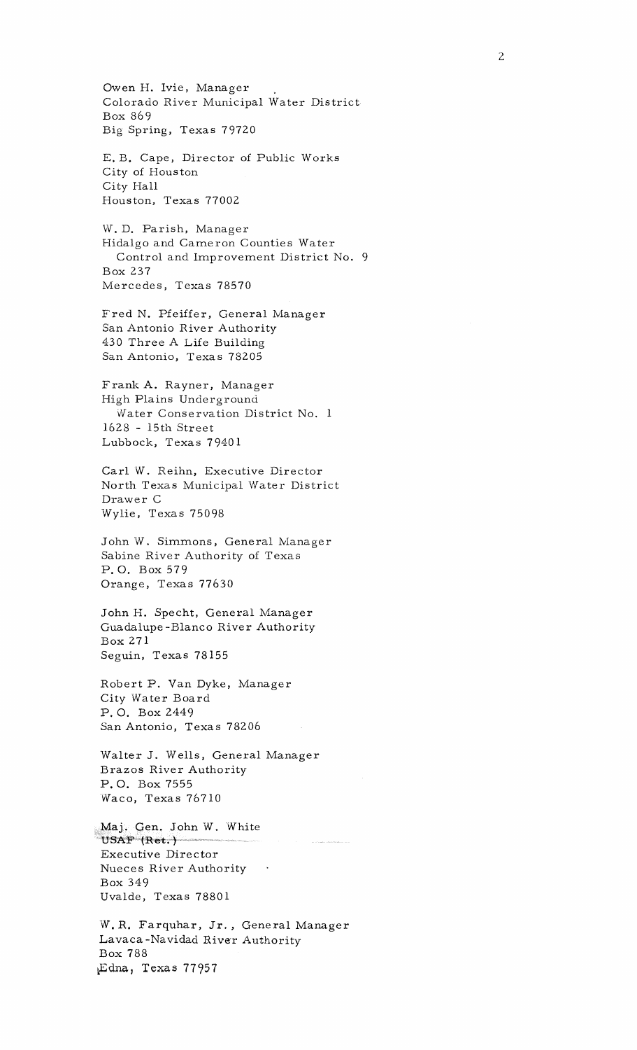Owen H. Ivie, Manager
Colorado River Municipal Water District
Box 869
Big Spring, Texas 79720

E. B. Cape, Director of Public Works
City of Houston
City Hall
Houston, Texas 77002

W. D. Parish, Manager
Hidalgo and Cameron Counties Water
Control and Improvement District No. 9
Box 237
Mercedes, Texas 78570

Fred N. Pfeiffer, General Manager
San Antonio River Authority
430 Three A Life Building
San Antonio, Texas 78205

Frank A. Rayner, Manager
High Plains Underground
Water Conservation District No. 1
1628 - 15th Street
Lubbock, Texas 79401

Carl W. Reihn, Executive Director
North Texas Municipal Water District
Drawer C
Wylie, Texas 75098

John W. Simmons, General Manager
Sabine River Authority of Texas
P. O. Box 579
Orange, Texas 77630

John H. Specht, General Manager
Guadalupe-Blanco River Authority
Box 271
Seguin, Texas 78155

Robert P. Van Dyke, Manager
City Water Board
P. O. Box 2449
San Antonio, Texas 78206

Walter J. Wells, General Manager
Brazos River Authority
P. O. Box 7555
Waco, Texas 76710

Maj. Gen. John W. White
USAF (Ret.)
Executive Director
Nueces River Authority
Box 349
Uvalde, Texas 78801

W. R. Farquhar, Jr., General Manager
Lavaca-Navidad River Authority
Box 788
Edna, Texas 77957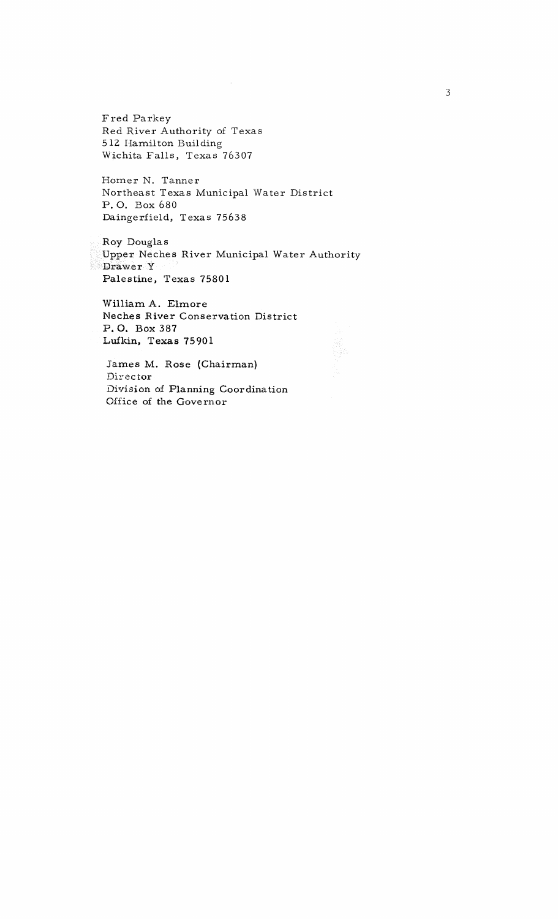Fred Parkey
Red River Authority of Texas
512 Hamilton Building
Wichita Falls, Texas 76307

Homer N. Tanner
Northeast Texas Municipal Water District
P. O. Box 680
Daingerfield, Texas 75638

Roy Douglas
Upper Neches River Municipal Water Authority
Drawer Y
Palestine, Texas 75801

William A. Elmore
Neches River Conservation District
P. O. Box 387
Lufkin, Texas 75901

James M. Rose (Chairman)
Director
Division of Planning Coordination
Office of the Governor